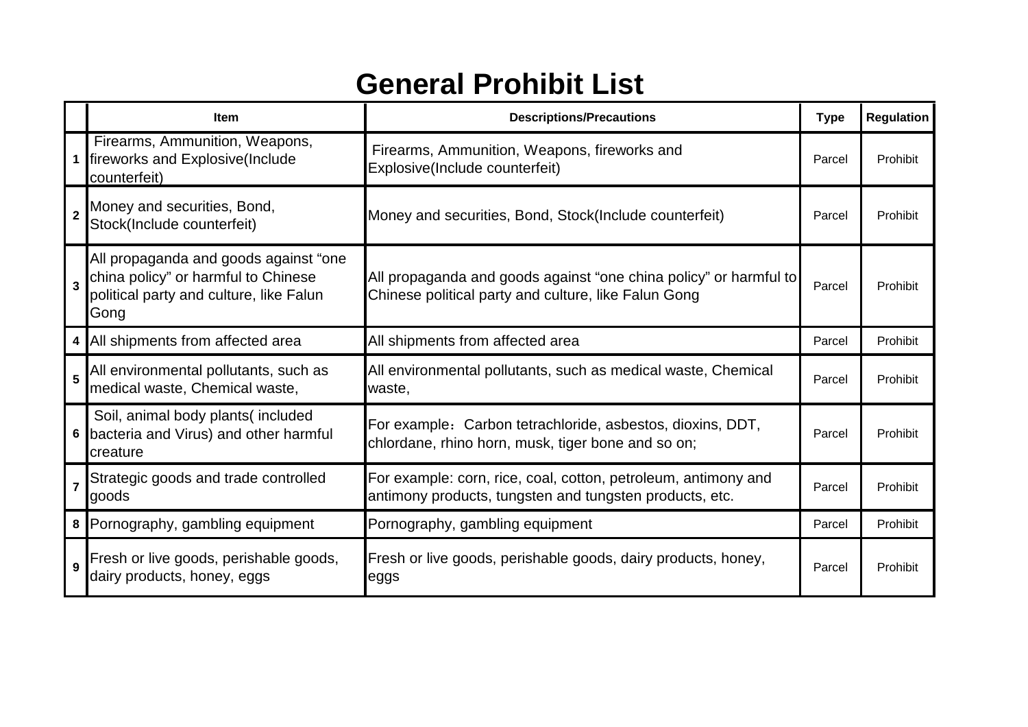# General Prohibit List

| | Item | Descriptions/Precautions | Type | Regulation |
|---|---|---|---|---|
| 1 | Firearms, Ammunition, Weapons, fireworks and Explosive(Include counterfeit) | Firearms, Ammunition, Weapons, fireworks and Explosive(Include counterfeit) | Parcel | Prohibit |
| 2 | Money and securities, Bond, Stock(Include counterfeit) | Money and securities, Bond, Stock(Include counterfeit) | Parcel | Prohibit |
| 3 | All propaganda and goods against “one china policy” or harmful to Chinese political party and culture, like Falun Gong | All propaganda and goods against “one china policy” or harmful to Chinese political party and culture, like Falun Gong | Parcel | Prohibit |
| 4 | All shipments from affected area | All shipments from affected area | Parcel | Prohibit |
| 5 | All environmental pollutants, such as medical waste, Chemical waste, | All environmental pollutants, such as medical waste, Chemical waste, | Parcel | Prohibit |
| 6 | Soil, animal body plants( included bacteria and Virus) and other harmful creature | For example：Carbon tetrachloride, asbestos, dioxins, DDT, chlordane, rhino horn, musk, tiger bone and so on; | Parcel | Prohibit |
| 7 | Strategic goods and trade controlled goods | For example: corn, rice, coal, cotton, petroleum, antimony and antimony products, tungsten and tungsten products, etc. | Parcel | Prohibit |
| 8 | Pornography, gambling equipment | Pornography, gambling equipment | Parcel | Prohibit |
| 9 | Fresh or live goods, perishable goods, dairy products, honey, eggs | Fresh or live goods, perishable goods, dairy products, honey, eggs | Parcel | Prohibit |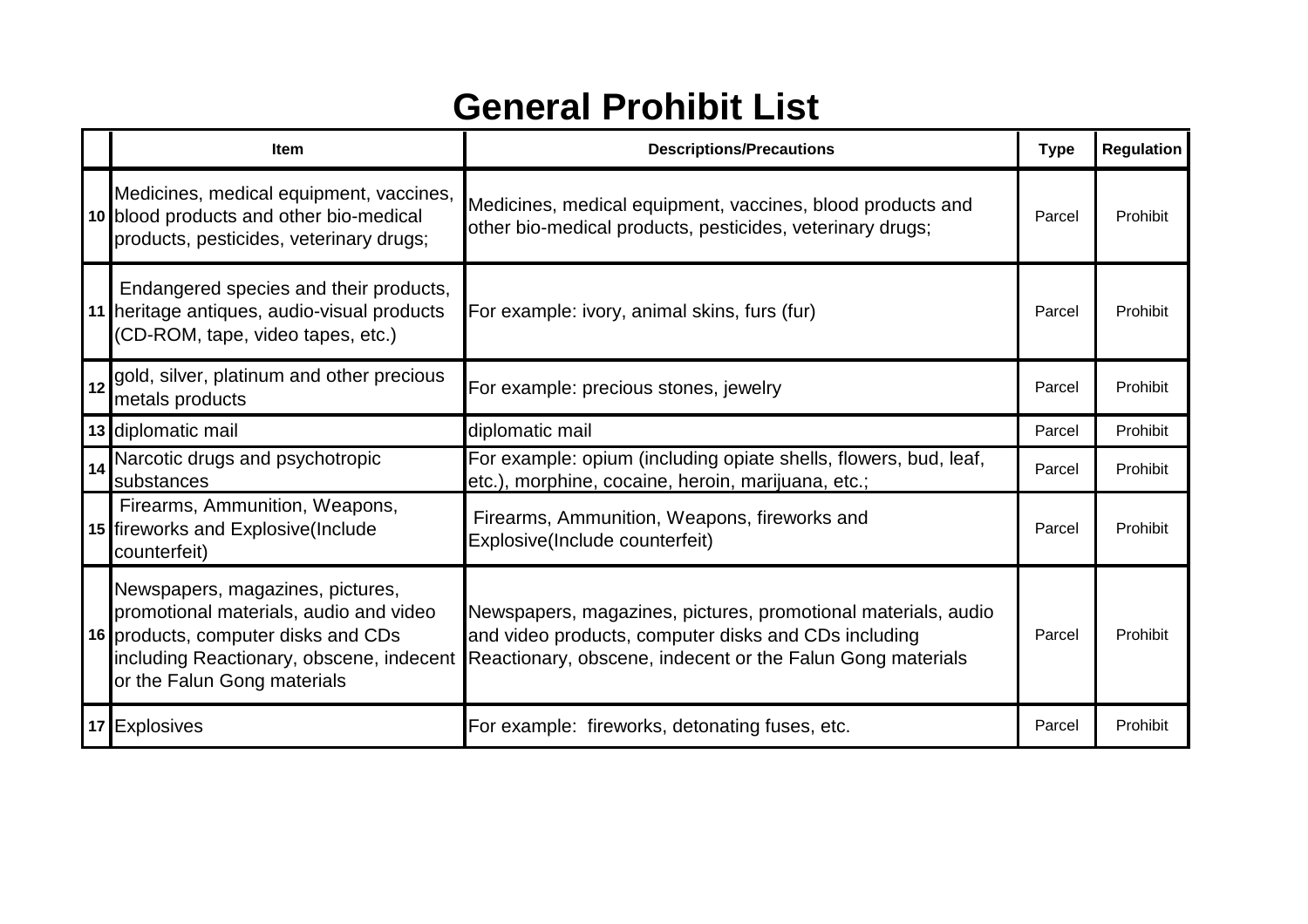# General Prohibit List

| | Item | Descriptions/Precautions | Type | Regulation |
|---|---|---|---|---|
| 10 | Medicines, medical equipment, vaccines, blood products and other bio-medical products, pesticides, veterinary drugs; | Medicines, medical equipment, vaccines, blood products and other bio-medical products, pesticides, veterinary drugs; | Parcel | Prohibit |
| 11 | Endangered species and their products, heritage antiques, audio-visual products (CD-ROM, tape, video tapes, etc.) | For example: ivory, animal skins, furs (fur) | Parcel | Prohibit |
| 12 | gold, silver, platinum and other precious metals products | For example: precious stones, jewelry | Parcel | Prohibit |
| 13 | diplomatic mail | diplomatic mail | Parcel | Prohibit |
| 14 | Narcotic drugs and psychotropic substances | For example: opium (including opiate shells, flowers, bud, leaf, etc.), morphine, cocaine, heroin, marijuana, etc.; | Parcel | Prohibit |
| 15 | Firearms, Ammunition, Weapons, fireworks and Explosive(Include counterfeit) | Firearms, Ammunition, Weapons, fireworks and Explosive(Include counterfeit) | Parcel | Prohibit |
| 16 | Newspapers, magazines, pictures, promotional materials, audio and video products, computer disks and CDs including Reactionary, obscene, indecent or the Falun Gong materials | Newspapers, magazines, pictures, promotional materials, audio and video products, computer disks and CDs including Reactionary, obscene, indecent or the Falun Gong materials | Parcel | Prohibit |
| 17 | Explosives | For example: fireworks, detonating fuses, etc. | Parcel | Prohibit |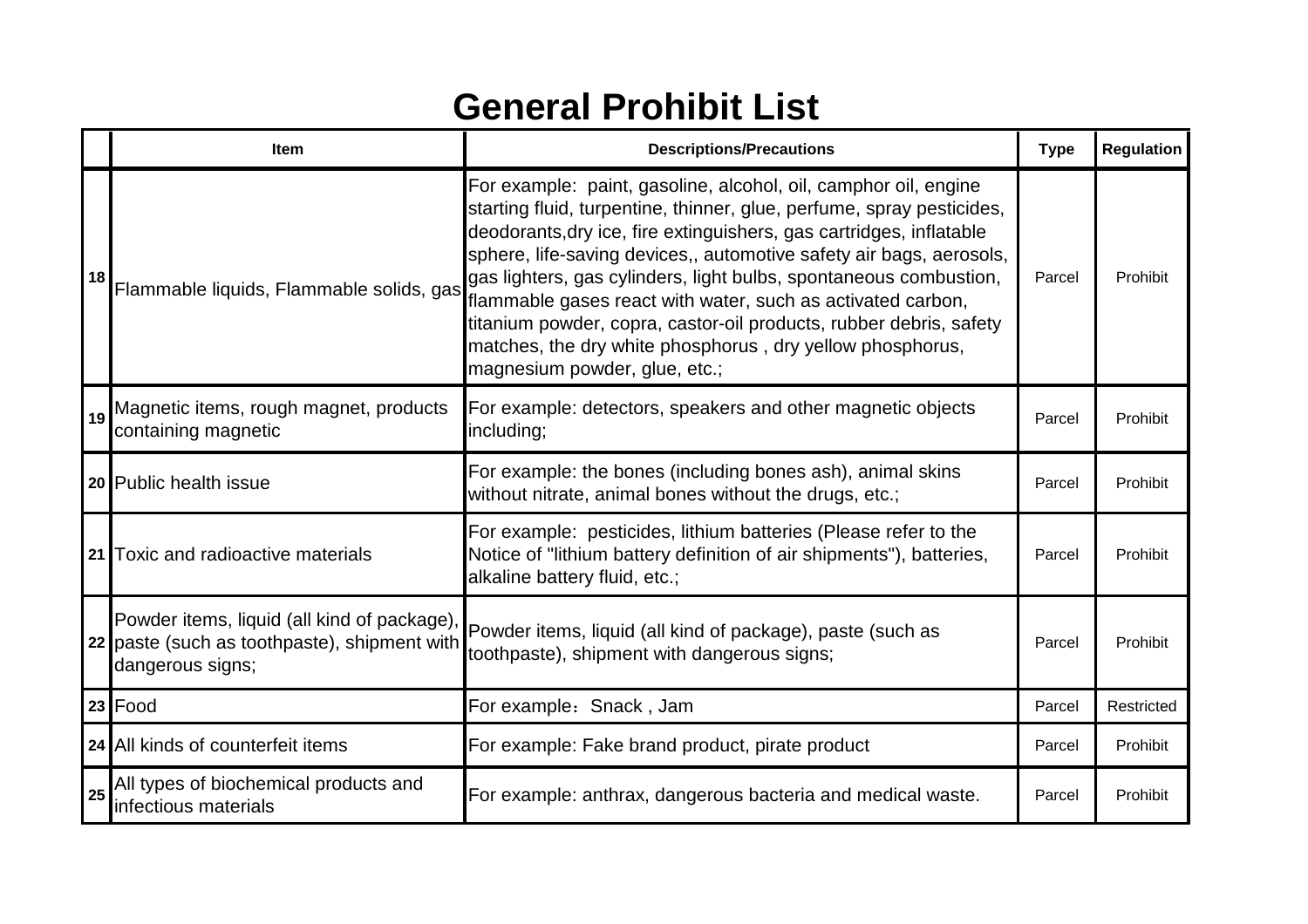# General Prohibit List

| | Item | Descriptions/Precautions | Type | Regulation |
|---|---|---|---|---|
| 18 | Flammable liquids, Flammable solids, gas | For example: paint, gasoline, alcohol, oil, camphor oil, engine starting fluid, turpentine, thinner, glue, perfume, spray pesticides, deodorants,dry ice, fire extinguishers, gas cartridges, inflatable sphere, life-saving devices,, automotive safety air bags, aerosols, gas lighters, gas cylinders, light bulbs, spontaneous combustion, flammable gases react with water, such as activated carbon, titanium powder, copra, castor-oil products, rubber debris, safety matches, the dry white phosphorus , dry yellow phosphorus, magnesium powder, glue, etc.; | Parcel | Prohibit |
| 19 | Magnetic items, rough magnet, products containing magnetic | For example: detectors, speakers and other magnetic objects including; | Parcel | Prohibit |
| 20 | Public health issue | For example: the bones (including bones ash), animal skins without nitrate, animal bones without the drugs, etc.; | Parcel | Prohibit |
| 21 | Toxic and radioactive materials | For example: pesticides, lithium batteries (Please refer to the Notice of "lithium battery definition of air shipments"), batteries, alkaline battery fluid, etc.; | Parcel | Prohibit |
| 22 | Powder items, liquid (all kind of package), paste (such as toothpaste), shipment with dangerous signs; | Powder items, liquid (all kind of package), paste (such as toothpaste), shipment with dangerous signs; | Parcel | Prohibit |
| 23 | Food | For example：Snack , Jam | Parcel | Restricted |
| 24 | All kinds of counterfeit items | For example: Fake brand product, pirate product | Parcel | Prohibit |
| 25 | All types of biochemical products and infectious materials | For example: anthrax, dangerous bacteria and medical waste. | Parcel | Prohibit |